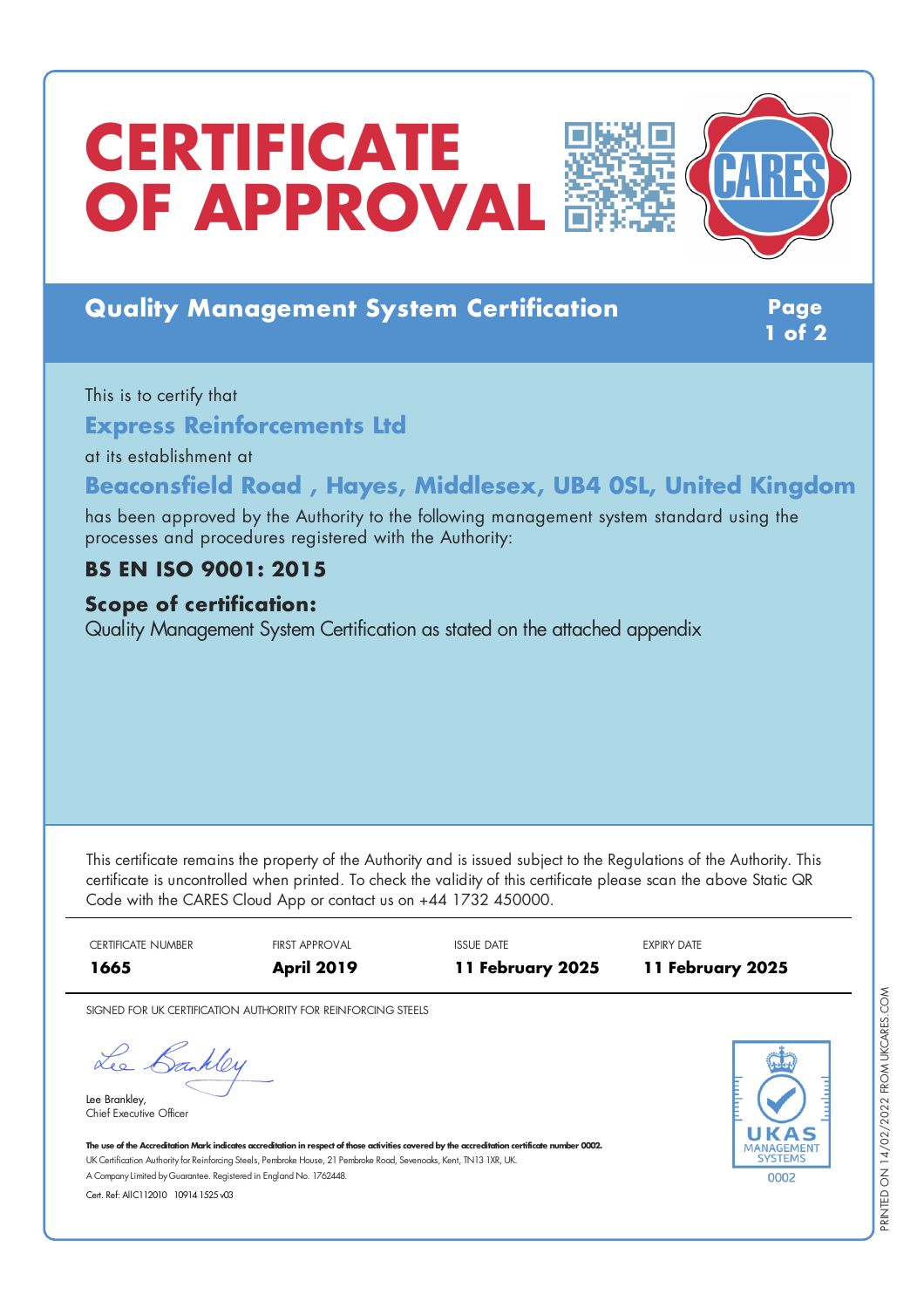# CERTIFICATE OF APPROVAL

## Quality Management System Certification

This is to certify that

**Express Reinforcements Ltd**

at its establishment at

**Beaconsfield Road , Hayes, Middlesex, UB4 0SL, United Kingdom**

has been approved by the Authority to the following management system standard using the processes and procedures registered with the Authority:

**BS EN ISO 9001: 2015**

**Scope of certification:**

Quality Management System Certification as stated on the attached appendix

This certificate remains the property of the Authority and is issued subject to the Regulations of the Authority. This certificate is uncontrolled when printed. To check the validity of this certificate please scan the above Static QR Code with the CARES Cloud App or contact us on +44 1732 450000.

| CERTIFICATE NUMBER | FIRST APPROVAL | ISSUE DATE | EXPIRY DATE |
| --- | --- | --- | --- |
| **1665** | **April 2019** | **11 February 2025** | **11 February 2025** |

SIGNED FOR UK CERTIFICATION AUTHORITY FOR REINFORCING STEELS

Lee Brankley,
Chief Executive Officer

**The use of the Accreditation Mark indicates accreditation in respect of those activities covered by the accreditation certificate number 0002.**

UK Certification Authority for Reinforcing Steels, Pembroke House, 21 Pembroke Road, Sevenoaks, Kent, TN13 1XR, UK.

A Company Limited by Guarantee. Registered in England No. 1762448.

Cert. Ref: AIIC112010 10914 1525 v03

UKAS MANAGEMENT SYSTEMS 0002

PRINTED ON 14/02/2022 FROM UKCARES.COM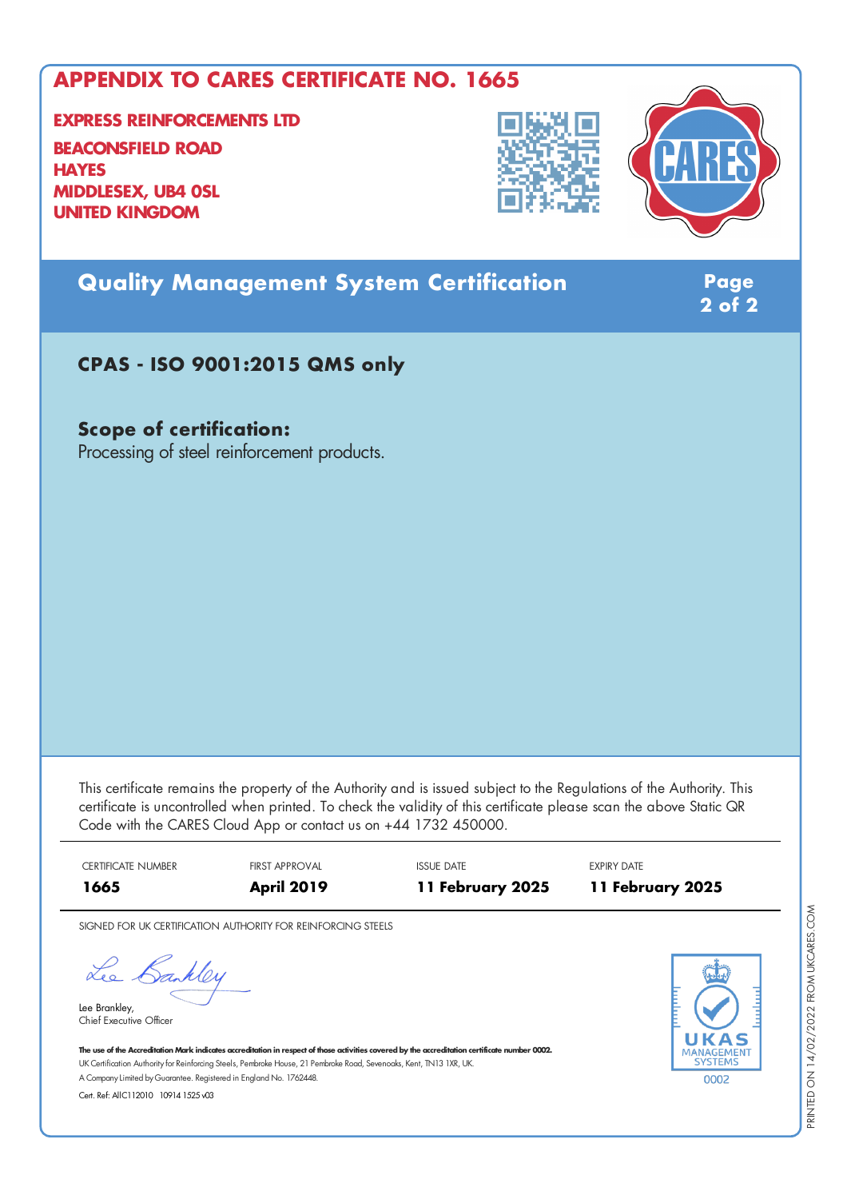# APPENDIX TO CARES CERTIFICATE NO. 1665

**EXPRESS REINFORCEMENTS LTD**

**BEACONSFIELD ROAD**
**HAYES**
**MIDDLESEX, UB4 0SL**
**UNITED KINGDOM**

## Quality Management System Certification

### CPAS - ISO 9001:2015 QMS only

**Scope of certification:**
Processing of steel reinforcement products.

This certificate remains the property of the Authority and is issued subject to the Regulations of the Authority. This certificate is uncontrolled when printed. To check the validity of this certificate please scan the above Static QR Code with the CARES Cloud App or contact us on +44 1732 450000.

| CERTIFICATE NUMBER | FIRST APPROVAL | ISSUE DATE | EXPIRY DATE |
|---|---|---|---|
| **1665** | **April 2019** | **11 February 2025** | **11 February 2025** |

SIGNED FOR UK CERTIFICATION AUTHORITY FOR REINFORCING STEELS

Lee Brankley,
Chief Executive Officer

**The use of the Accreditation Mark indicates accreditation in respect of those activities covered by the accreditation certificate number 0002.**
UK Certification Authority for Reinforcing Steels, Pembroke House, 21 Pembroke Road, Sevenoaks, Kent, TN13 1XR, UK.
A Company Limited by Guarantee. Registered in England No. 1762448.
Cert. Ref: AIIC112010 10914 1525 v03

UKAS MANAGEMENT SYSTEMS 0002

PRINTED ON 14/02/2022 FROM UKCARES.COM